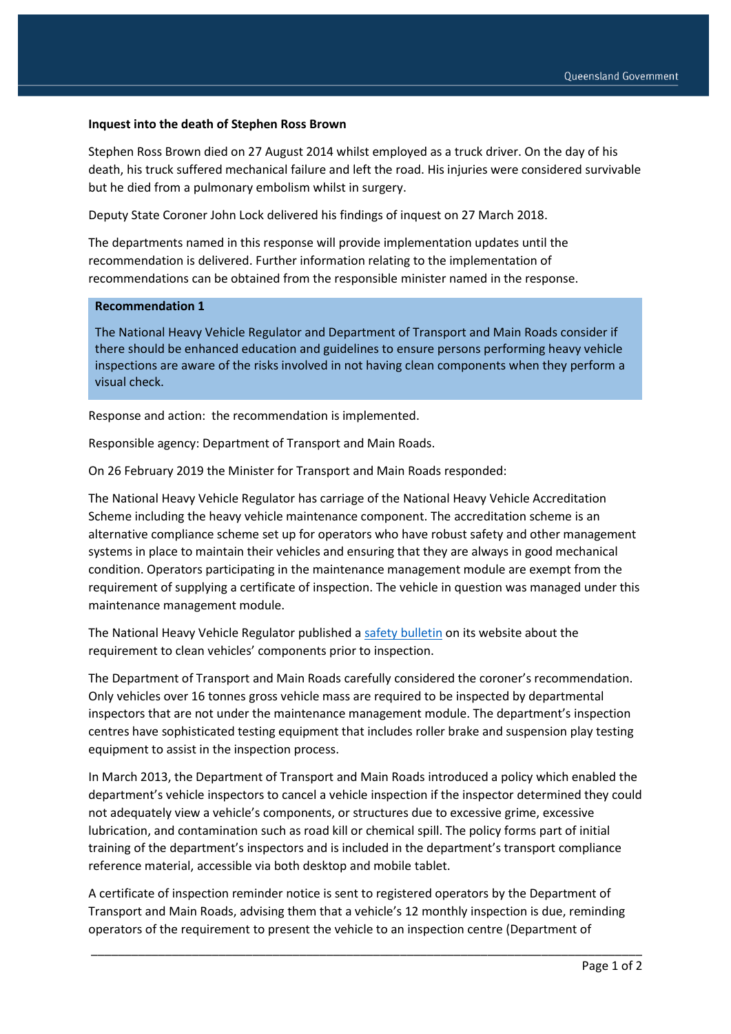**Inquest into the death of Stephen Ross Brown**

Stephen Ross Brown died on 27 August 2014 whilst employed as a truck driver. On the day of his death, his truck suffered mechanical failure and left the road. His injuries were considered survivable but he died from a pulmonary embolism whilst in surgery.

Deputy State Coroner John Lock delivered his findings of inquest on 27 March 2018.

The departments named in this response will provide implementation updates until the recommendation is delivered. Further information relating to the implementation of recommendations can be obtained from the responsible minister named in the response.

**Recommendation 1**

The National Heavy Vehicle Regulator and Department of Transport and Main Roads consider if there should be enhanced education and guidelines to ensure persons performing heavy vehicle inspections are aware of the risks involved in not having clean components when they perform a visual check.

Response and action: the recommendation is implemented.

Responsible agency: Department of Transport and Main Roads.

On 26 February 2019 the Minister for Transport and Main Roads responded:

The National Heavy Vehicle Regulator has carriage of the National Heavy Vehicle Accreditation Scheme including the heavy vehicle maintenance component. The accreditation scheme is an alternative compliance scheme set up for operators who have robust safety and other management systems in place to maintain their vehicles and ensuring that they are always in good mechanical condition. Operators participating in the maintenance management module are exempt from the requirement of supplying a certificate of inspection. The vehicle in question was managed under this maintenance management module.

The National Heavy Vehicle Regulator published a safety bulletin on its website about the requirement to clean vehicles' components prior to inspection.

The Department of Transport and Main Roads carefully considered the coroner's recommendation. Only vehicles over 16 tonnes gross vehicle mass are required to be inspected by departmental inspectors that are not under the maintenance management module. The department's inspection centres have sophisticated testing equipment that includes roller brake and suspension play testing equipment to assist in the inspection process.

In March 2013, the Department of Transport and Main Roads introduced a policy which enabled the department's vehicle inspectors to cancel a vehicle inspection if the inspector determined they could not adequately view a vehicle's components, or structures due to excessive grime, excessive lubrication, and contamination such as road kill or chemical spill. The policy forms part of initial training of the department's inspectors and is included in the department's transport compliance reference material, accessible via both desktop and mobile tablet.

A certificate of inspection reminder notice is sent to registered operators by the Department of Transport and Main Roads, advising them that a vehicle's 12 monthly inspection is due, reminding operators of the requirement to present the vehicle to an inspection centre (Department of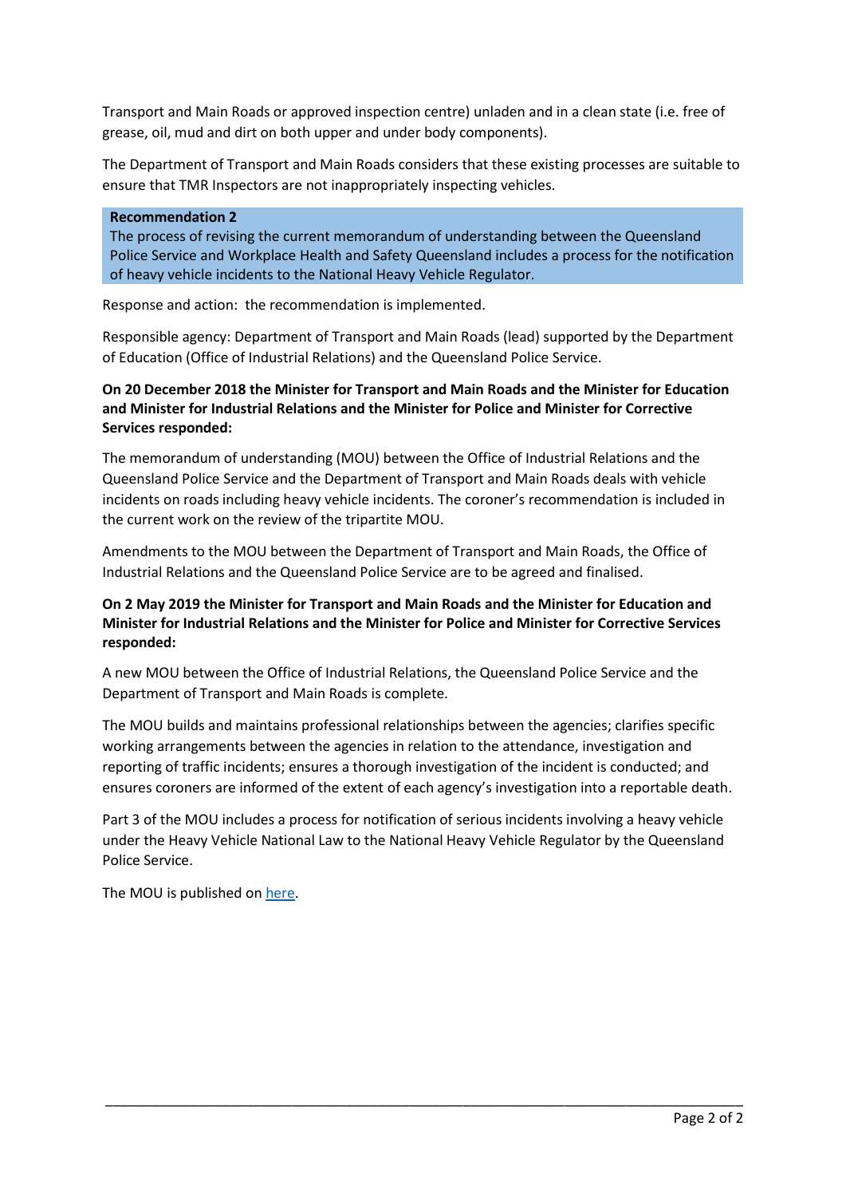Transport and Main Roads or approved inspection centre) unladen and in a clean state (i.e. free of grease, oil, mud and dirt on both upper and under body components).

The Department of Transport and Main Roads considers that these existing processes are suitable to ensure that TMR Inspectors are not inappropriately inspecting vehicles.

**Recommendation 2**
The process of revising the current memorandum of understanding between the Queensland Police Service and Workplace Health and Safety Queensland includes a process for the notification of heavy vehicle incidents to the National Heavy Vehicle Regulator.

Response and action: the recommendation is implemented.

Responsible agency: Department of Transport and Main Roads (lead) supported by the Department of Education (Office of Industrial Relations) and the Queensland Police Service.

**On 20 December 2018 the Minister for Transport and Main Roads and the Minister for Education and Minister for Industrial Relations and the Minister for Police and Minister for Corrective Services responded:**

The memorandum of understanding (MOU) between the Office of Industrial Relations and the Queensland Police Service and the Department of Transport and Main Roads deals with vehicle incidents on roads including heavy vehicle incidents. The coroner's recommendation is included in the current work on the review of the tripartite MOU.

Amendments to the MOU between the Department of Transport and Main Roads, the Office of Industrial Relations and the Queensland Police Service are to be agreed and finalised.

**On 2 May 2019 the Minister for Transport and Main Roads and the Minister for Education and Minister for Industrial Relations and the Minister for Police and Minister for Corrective Services responded:**

A new MOU between the Office of Industrial Relations, the Queensland Police Service and the Department of Transport and Main Roads is complete.

The MOU builds and maintains professional relationships between the agencies; clarifies specific working arrangements between the agencies in relation to the attendance, investigation and reporting of traffic incidents; ensures a thorough investigation of the incident is conducted; and ensures coroners are informed of the extent of each agency's investigation into a reportable death.

Part 3 of the MOU includes a process for notification of serious incidents involving a heavy vehicle under the Heavy Vehicle National Law to the National Heavy Vehicle Regulator by the Queensland Police Service.

The MOU is published on here.